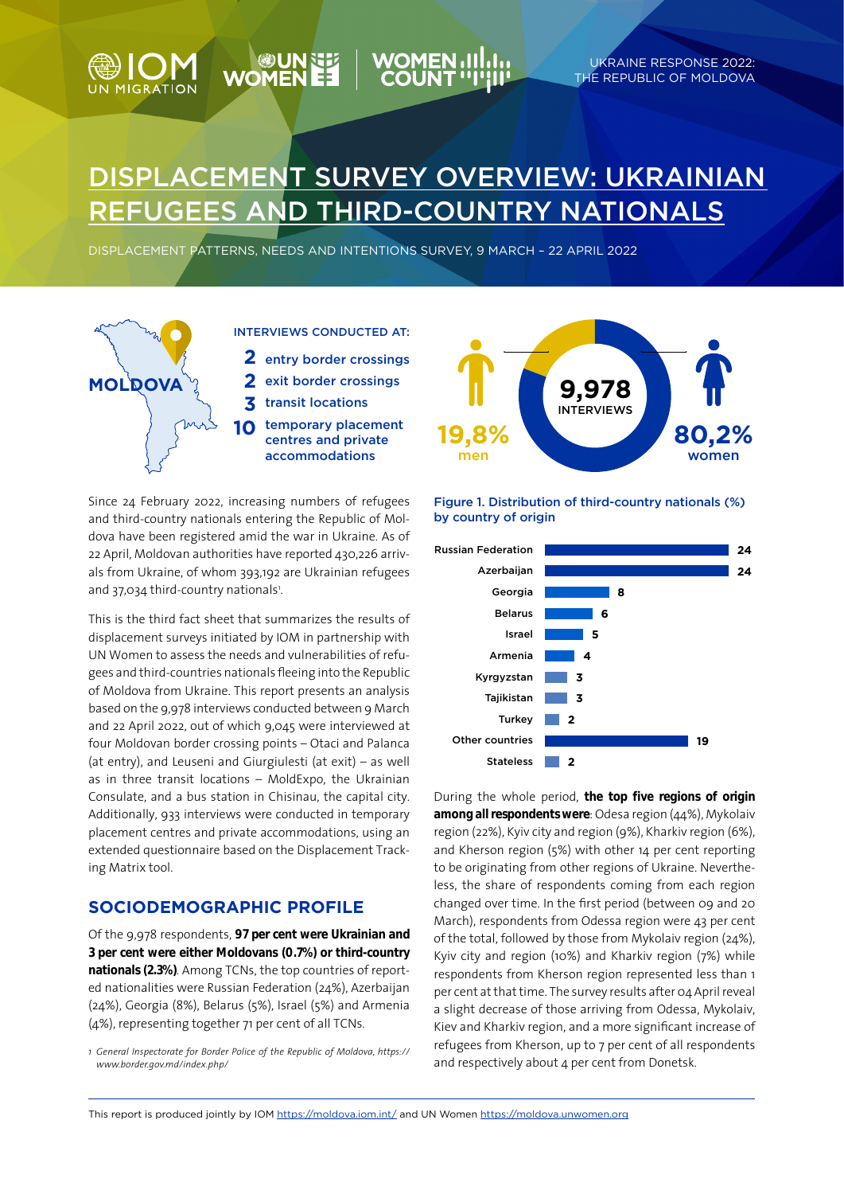UKRAINE RESPONSE 2022: THE REPUBLIC OF MOLDOVA

# DISPLACEMENT SURVEY OVERVIEW: UKRAINIAN REFUGEES AND THIRD-COUNTRY NATIONALS

DISPLACEMENT PATTERNS, NEEDS AND INTENTIONS SURVEY, 9 MARCH – 22 APRIL 2022

MOLDOVA

INTERVIEWS CONDUCTED AT:

- **2** entry border crossings
- **2** exit border crossings
- **3** transit locations
- **10** temporary placement centres and private accommodations

**9,978** INTERVIEWS

**19,8%** men

**80,2%** women

Since 24 February 2022, increasing numbers of refugees and third-country nationals entering the Republic of Moldova have been registered amid the war in Ukraine. As of 22 April, Moldovan authorities have reported 430,226 arrivals from Ukraine, of whom 393,192 are Ukrainian refugees and 37,034 third-country nationals[1].

This is the third fact sheet that summarizes the results of displacement surveys initiated by IOM in partnership with UN Women to assess the needs and vulnerabilities of refugees and third-countries nationals fleeing into the Republic of Moldova from Ukraine. This report presents an analysis based on the 9,978 interviews conducted between 9 March and 22 April 2022, out of which 9,045 were interviewed at four Moldovan border crossing points – Otaci and Palanca (at entry), and Leuseni and Giurgiulesti (at exit) – as well as in three transit locations – MoldExpo, the Ukrainian Consulate, and a bus station in Chisinau, the capital city. Additionally, 933 interviews were conducted in temporary placement centres and private accommodations, using an extended questionnaire based on the Displacement Tracking Matrix tool.

## SOCIODEMOGRAPHIC PROFILE

Of the 9,978 respondents, **97 per cent were Ukrainian and 3 per cent were either Moldovans (0.7%) or third-country nationals (2.3%)**. Among TCNs, the top countries of reported nationalities were Russian Federation (24%), Azerbaijan (24%), Georgia (8%), Belarus (5%), Israel (5%) and Armenia (4%), representing together 71 per cent of all TCNs.

[1] *General Inspectorate for Border Police of the Republic of Moldova, https://www.border.gov.md/index.php/*

**Figure 1. Distribution of third-country nationals (%) by country of origin**

| Country | % |
|---|---|
| Russian Federation | 24 |
| Azerbaijan | 24 |
| Georgia | 8 |
| Belarus | 6 |
| Israel | 5 |
| Armenia | 4 |
| Kyrgyzstan | 3 |
| Tajikistan | 3 |
| Turkey | 2 |
| Other countries | 19 |
| Stateless | 2 |

During the whole period, **the top five regions of origin among all respondents were**: Odesa region (44%), Mykolaiv region (22%), Kyiv city and region (9%), Kharkiv region (6%), and Kherson region (5%) with other 14 per cent reporting to be originating from other regions of Ukraine. Nevertheless, the share of respondents coming from each region changed over time. In the first period (between 09 and 20 March), respondents from Odessa region were 43 per cent of the total, followed by those from Mykolaiv region (24%), Kyiv city and region (10%) and Kharkiv region (7%) while respondents from Kherson region represented less than 1 per cent at that time. The survey results after 04 April reveal a slight decrease of those arriving from Odessa, Mykolaiv, Kiev and Kharkiv region, and a more significant increase of refugees from Kherson, up to 7 per cent of all respondents and respectively about 4 per cent from Donetsk.

This report is produced jointly by IOM https://moldova.iom.int/ and UN Women https://moldova.unwomen.org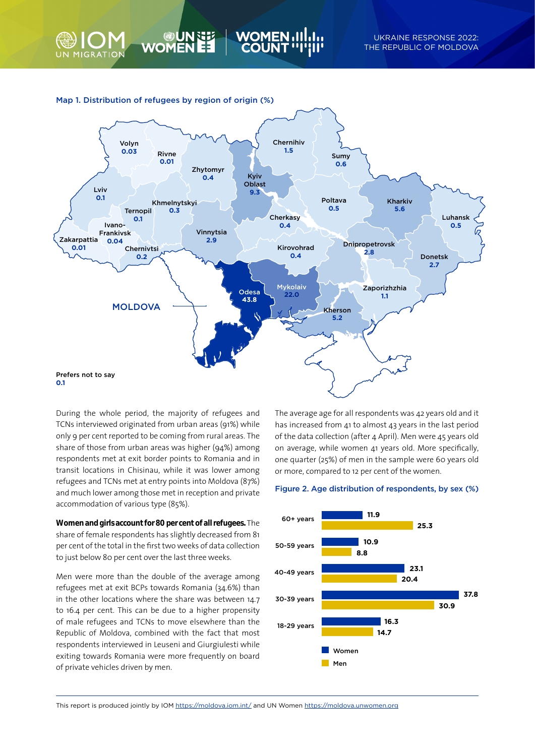**Map 1. Distribution of refugees by region of origin (%)**

| Region | % |
|---|---|
| Volyn | 0.03 |
| Rivne | 0.01 |
| Zhytomyr | 0.4 |
| Kyiv Oblast | 9.3 |
| Chernihiv | 1.5 |
| Sumy | 0.6 |
| Lviv | 0.1 |
| Khmelnytskyi | 0.3 |
| Ternopil | 0.1 |
| Ivano-Frankivsk | 0.04 |
| Zakarpattia | 0.01 |
| Chernivtsi | 0.2 |
| Vinnytsia | 2.9 |
| Cherkasy | 0.4 |
| Poltava | 0.5 |
| Kharkiv | 5.6 |
| Luhansk | 0.5 |
| Kirovohrad | 0.4 |
| Dnipropetrovsk | 2.8 |
| Donetsk | 2.7 |
| Odesa | 43.8 |
| Mykolaiv | 22.0 |
| Zaporizhzhia | 1.1 |
| Kherson | 5.2 |
| Prefers not to say | 0.1 |

During the whole period, the majority of refugees and TCNs interviewed originated from urban areas (91%) while only 9 per cent reported to be coming from rural areas. The share of those from urban areas was higher (94%) among respondents met at exit border points to Romania and in transit locations in Chisinau, while it was lower among refugees and TCNs met at entry points into Moldova (87%) and much lower among those met in reception and private accommodation of various type (85%).

**Women and girls account for 80 per cent of all refugees.** The share of female respondents has slightly decreased from 81 per cent of the total in the first two weeks of data collection to just below 80 per cent over the last three weeks.

Men were more than the double of the average among refugees met at exit BCPs towards Romania (34.6%) than in the other locations where the share was between 14.7 to 16.4 per cent. This can be due to a higher propensity of male refugees and TCNs to move elsewhere than the Republic of Moldova, combined with the fact that most respondents interviewed in Leuseni and Giurgiulesti while exiting towards Romania were more frequently on board of private vehicles driven by men.

The average age for all respondents was 42 years old and it has increased from 41 to almost 43 years in the last period of the data collection (after 4 April). Men were 45 years old on average, while women 41 years old. More specifically, one quarter (25%) of men in the sample were 60 years old or more, compared to 12 per cent of the women.

**Figure 2. Age distribution of respondents, by sex (%)**

| Age group | Women | Men |
|---|---|---|
| 60+ years | 11.9 | 25.3 |
| 50-59 years | 10.9 | 8.8 |
| 40-49 years | 23.1 | 20.4 |
| 30-39 years | 37.8 | 30.9 |
| 18-29 years | 16.3 | 14.7 |

This report is produced jointly by IOM https://moldova.iom.int/ and UN Women https://moldova.unwomen.org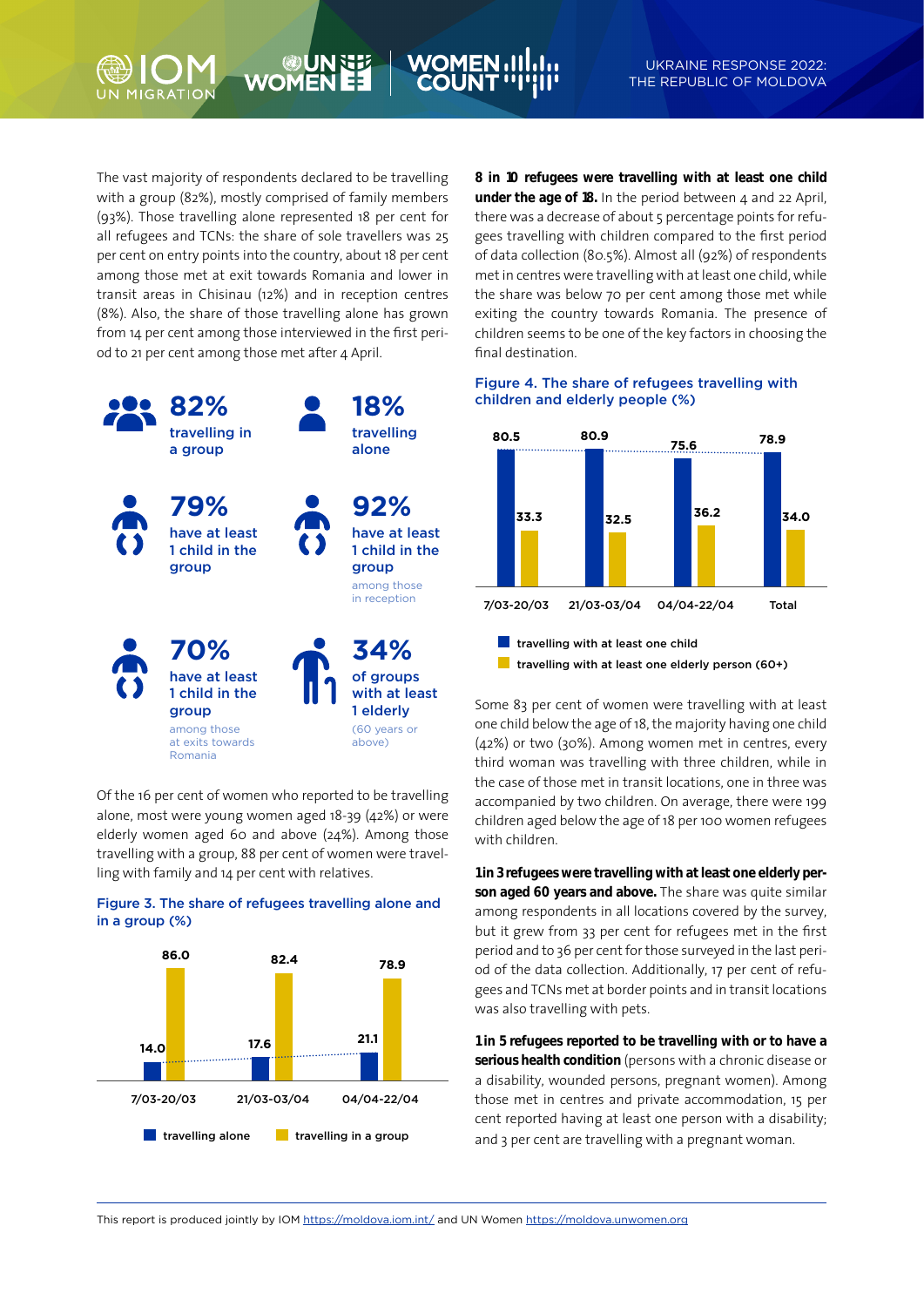The vast majority of respondents declared to be travelling with a group (82%), mostly comprised of family members (93%). Those travelling alone represented 18 per cent for all refugees and TCNs: the share of sole travellers was 25 per cent on entry points into the country, about 18 per cent among those met at exit towards Romania and lower in transit areas in Chisinau (12%) and in reception centres (8%). Also, the share of those travelling alone has grown from 14 per cent among those interviewed in the first period to 21 per cent among those met after 4 April.

**82%** travelling in a group

**18%** travelling alone

**79%** have at least 1 child in the group

**92%** have at least 1 child in the group among those in reception

**70%** have at least 1 child in the group among those at exits towards Romania

**34%** of groups with at least 1 elderly (60 years or above)

Of the 16 per cent of women who reported to be travelling alone, most were young women aged 18-39 (42%) or were elderly women aged 60 and above (24%). Among those travelling with a group, 88 per cent of women were travelling with family and 14 per cent with relatives.

**Figure 3. The share of refugees travelling alone and in a group (%)**

| Period | travelling alone | travelling in a group |
|---|---|---|
| 7/03-20/03 | 14.0 | 86.0 |
| 21/03-03/04 | 17.6 | 82.4 |
| 04/04-22/04 | 21.1 | 78.9 |

**8 in 10 refugees were travelling with at least one child under the age of 18.** In the period between 4 and 22 April, there was a decrease of about 5 percentage points for refugees travelling with children compared to the first period of data collection (80.5%). Almost all (92%) of respondents met in centres were travelling with at least one child, while the share was below 70 per cent among those met while exiting the country towards Romania. The presence of children seems to be one of the key factors in choosing the final destination.

**Figure 4. The share of refugees travelling with children and elderly people (%)**

| Period | travelling with at least one child | travelling with at least one elderly person (60+) |
|---|---|---|
| 7/03-20/03 | 80.5 | 33.3 |
| 21/03-03/04 | 80.9 | 32.5 |
| 04/04-22/04 | 75.6 | 36.2 |
| Total | 78.9 | 34.0 |

Some 83 per cent of women were travelling with at least one child below the age of 18, the majority having one child (42%) or two (30%). Among women met in centres, every third woman was travelling with three children, while in the case of those met in transit locations, one in three was accompanied by two children. On average, there were 199 children aged below the age of 18 per 100 women refugees with children.

**1 in 3 refugees were travelling with at least one elderly person aged 60 years and above.** The share was quite similar among respondents in all locations covered by the survey, but it grew from 33 per cent for refugees met in the first period and to 36 per cent for those surveyed in the last period of the data collection. Additionally, 17 per cent of refugees and TCNs met at border points and in transit locations was also travelling with pets.

**1 in 5 refugees reported to be travelling with or to have a serious health condition** (persons with a chronic disease or a disability, wounded persons, pregnant women). Among those met in centres and private accommodation, 15 per cent reported having at least one person with a disability; and 3 per cent are travelling with a pregnant woman.

This report is produced jointly by IOM https://moldova.iom.int/ and UN Women https://moldova.unwomen.org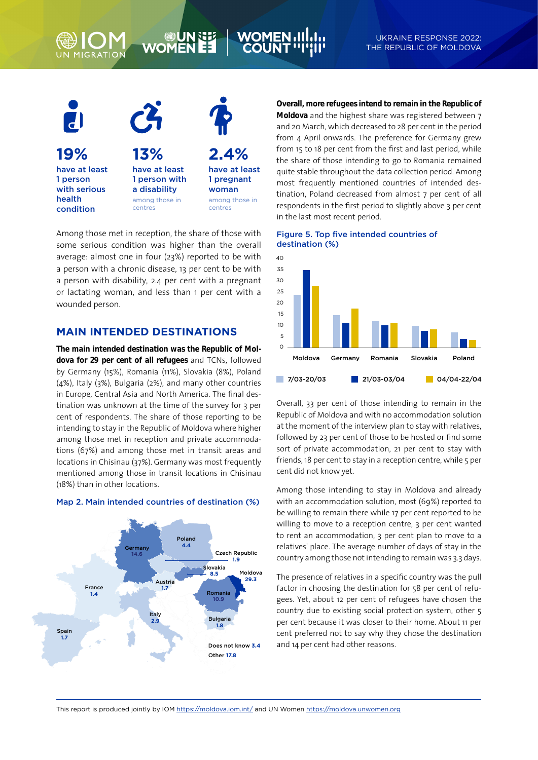**19%** have at least 1 person with serious health condition

**13%** have at least 1 person with a disability among those in centres

**2.4%** have at least 1 pregnant woman among those in centres

Among those met in reception, the share of those with some serious condition was higher than the overall average: almost one in four (23%) reported to be with a person with a chronic disease, 13 per cent to be with a person with disability, 2.4 per cent with a pregnant or lactating woman, and less than 1 per cent with a wounded person.

## MAIN INTENDED DESTINATIONS

**The main intended destination was the Republic of Moldova for 29 per cent of all refugees** and TCNs, followed by Germany (15%), Romania (11%), Slovakia (8%), Poland (4%), Italy (3%), Bulgaria (2%), and many other countries in Europe, Central Asia and North America. The final destination was unknown at the time of the survey for 3 per cent of respondents. The share of those reporting to be intending to stay in the Republic of Moldova where higher among those met in reception and private accommodations (67%) and among those met in transit areas and locations in Chisinau (37%). Germany was most frequently mentioned among those in transit locations in Chisinau (18%) than in other locations.

Map 2. Main intended countries of destination (%)

Germany 14.6, Poland 4.4, Czech Republic 1.9, Slovakia 8.5, Moldova 29.3, Austria 1.7, France 1.4, Romania 10.9, Italy 2.9, Bulgaria 1.8, Spain 1.7, Does not know 3.4, Other 17.8

**Overall, more refugees intend to remain in the Republic of Moldova** and the highest share was registered between 7 and 20 March, which decreased to 28 per cent in the period from 4 April onwards. The preference for Germany grew from 15 to 18 per cent from the first and last period, while the share of those intending to go to Romania remained quite stable throughout the data collection period. Among most frequently mentioned countries of intended destination, Poland decreased from almost 7 per cent of all respondents in the first period to slightly above 3 per cent in the last most recent period.

Figure 5. Top five intended countries of destination (%)

Series: 7/03-20/03, 21/03-03/04, 04/04-22/04 — Countries: Moldova, Germany, Romania, Slovakia, Poland

Overall, 33 per cent of those intending to remain in the Republic of Moldova and with no accommodation solution at the moment of the interview plan to stay with relatives, followed by 23 per cent of those to be hosted or find some sort of private accommodation, 21 per cent to stay with friends, 18 per cent to stay in a reception centre, while 5 per cent did not know yet.

Among those intending to stay in Moldova and already with an accommodation solution, most (69%) reported to be willing to remain there while 17 per cent reported to be willing to move to a reception centre, 3 per cent wanted to rent an accommodation, 3 per cent plan to move to a relatives' place. The average number of days of stay in the country among those not intending to remain was 3.3 days.

The presence of relatives in a specific country was the pull factor in choosing the destination for 58 per cent of refugees. Yet, about 12 per cent of refugees have chosen the country due to existing social protection system, other 5 per cent because it was closer to their home. About 11 per cent preferred not to say why they chose the destination and 14 per cent had other reasons.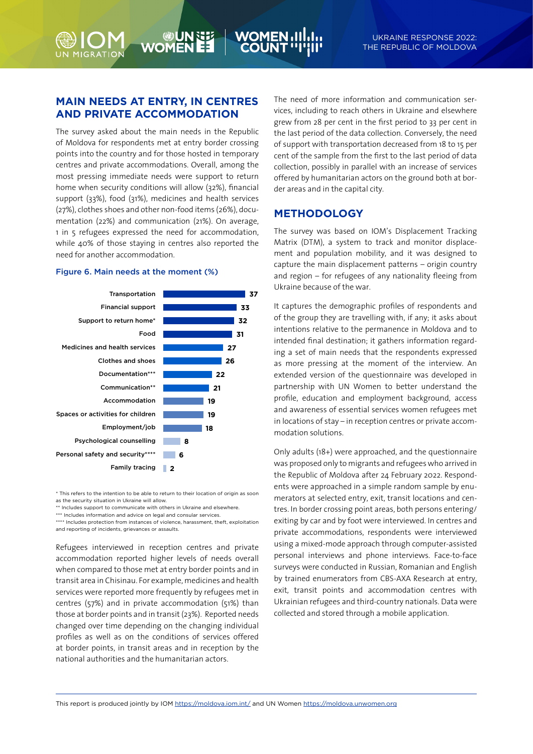## MAIN NEEDS AT ENTRY, IN CENTRES AND PRIVATE ACCOMMODATION

The survey asked about the main needs in the Republic of Moldova for respondents met at entry border crossing points into the country and for those hosted in temporary centres and private accommodations. Overall, among the most pressing immediate needs were support to return home when security conditions will allow (32%), financial support (33%), food (31%), medicines and health services (27%), clothes shoes and other non-food items (26%), documentation (22%) and communication (21%). On average, 1 in 5 refugees expressed the need for accommodation, while 40% of those staying in centres also reported the need for another accommodation.

**Figure 6. Main needs at the moment (%)**

Transportation 37
Financial support 33
Support to return home* 32
Food 31
Medicines and health services 27
Clothes and shoes 26
Documentation*** 22
Communication** 21
Accommodation 19
Spaces or activities for children 19
Employment/job 18
Psychological counselling 8
Personal safety and security**** 6
Family tracing 2

\* This refers to the intention to be able to return to their location of origin as soon as the security situation in Ukraine will allow.
** Includes support to communicate with others in Ukraine and elsewhere.
*** Includes information and advice on legal and consular services.
**** Includes protection from instances of violence, harassment, theft, exploitation and reporting of incidents, grievances or assaults.

Refugees interviewed in reception centres and private accommodation reported higher levels of needs overall when compared to those met at entry border points and in transit area in Chisinau. For example, medicines and health services were reported more frequently by refugees met in centres (57%) and in private accommodation (51%) than those at border points and in transit (23%). Reported needs changed over time depending on the changing individual profiles as well as on the conditions of services offered at border points, in transit areas and in reception by the national authorities and the humanitarian actors.

The need of more information and communication services, including to reach others in Ukraine and elsewhere grew from 28 per cent in the first period to 33 per cent in the last period of the data collection. Conversely, the need of support with transportation decreased from 18 to 15 per cent of the sample from the first to the last period of data collection, possibly in parallel with an increase of services offered by humanitarian actors on the ground both at border areas and in the capital city.

## METHODOLOGY

The survey was based on IOM's Displacement Tracking Matrix (DTM), a system to track and monitor displacement and population mobility, and it was designed to capture the main displacement patterns – origin country and region – for refugees of any nationality fleeing from Ukraine because of the war.

It captures the demographic profiles of respondents and of the group they are travelling with, if any; it asks about intentions relative to the permanence in Moldova and to intended final destination; it gathers information regarding a set of main needs that the respondents expressed as more pressing at the moment of the interview. An extended version of the questionnaire was developed in partnership with UN Women to better understand the profile, education and employment background, access and awareness of essential services women refugees met in locations of stay – in reception centres or private accommodation solutions.

Only adults (18+) were approached, and the questionnaire was proposed only to migrants and refugees who arrived in the Republic of Moldova after 24 February 2022. Respondents were approached in a simple random sample by enumerators at selected entry, exit, transit locations and centres. In border crossing point areas, both persons entering/exiting by car and by foot were interviewed. In centres and private accommodations, respondents were interviewed using a mixed-mode approach through computer-assisted personal interviews and phone interviews. Face-to-face surveys were conducted in Russian, Romanian and English by trained enumerators from CBS-AXA Research at entry, exit, transit points and accommodation centres with Ukrainian refugees and third-country nationals. Data were collected and stored through a mobile application.

This report is produced jointly by IOM https://moldova.iom.int/ and UN Women https://moldova.unwomen.org